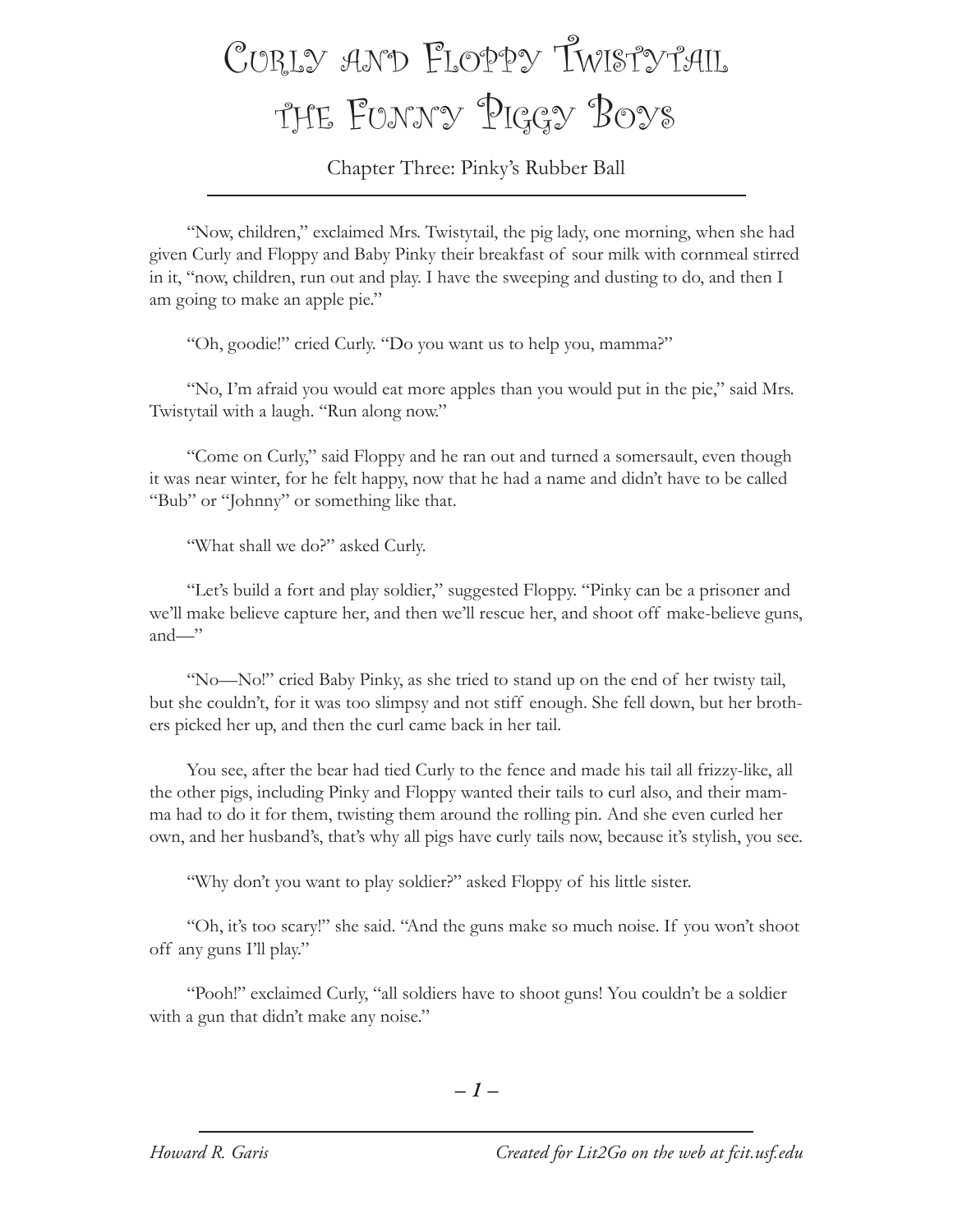# Curly and Floppy Twistytail the Funny Piggy Boys

## Chapter Three: Pinky's Rubber Ball

"Now, children," exclaimed Mrs. Twistytail, the pig lady, one morning, when she had given Curly and Floppy and Baby Pinky their breakfast of sour milk with cornmeal stirred in it, "now, children, run out and play. I have the sweeping and dusting to do, and then I am going to make an apple pie."

"Oh, goodie!" cried Curly. "Do you want us to help you, mamma?"

"No, I'm afraid you would eat more apples than you would put in the pie," said Mrs. Twistytail with a laugh. "Run along now."

"Come on Curly," said Floppy and he ran out and turned a somersault, even though it was near winter, for he felt happy, now that he had a name and didn't have to be called "Bub" or "Johnny" or something like that.

"What shall we do?" asked Curly.

"Let's build a fort and play soldier," suggested Floppy. "Pinky can be a prisoner and we'll make believe capture her, and then we'll rescue her, and shoot off make-believe guns, and—"

"No—No!" cried Baby Pinky, as she tried to stand up on the end of her twisty tail, but she couldn't, for it was too slimpsy and not stiff enough. She fell down, but her brothers picked her up, and then the curl came back in her tail.

You see, after the bear had tied Curly to the fence and made his tail all frizzy-like, all the other pigs, including Pinky and Floppy wanted their tails to curl also, and their mamma had to do it for them, twisting them around the rolling pin. And she even curled her own, and her husband's, that's why all pigs have curly tails now, because it's stylish, you see.

"Why don't you want to play soldier?" asked Floppy of his little sister.

"Oh, it's too scary!" she said. "And the guns make so much noise. If you won't shoot off any guns I'll play."

"Pooh!" exclaimed Curly, "all soldiers have to shoot guns! You couldn't be a soldier with a gun that didn't make any noise."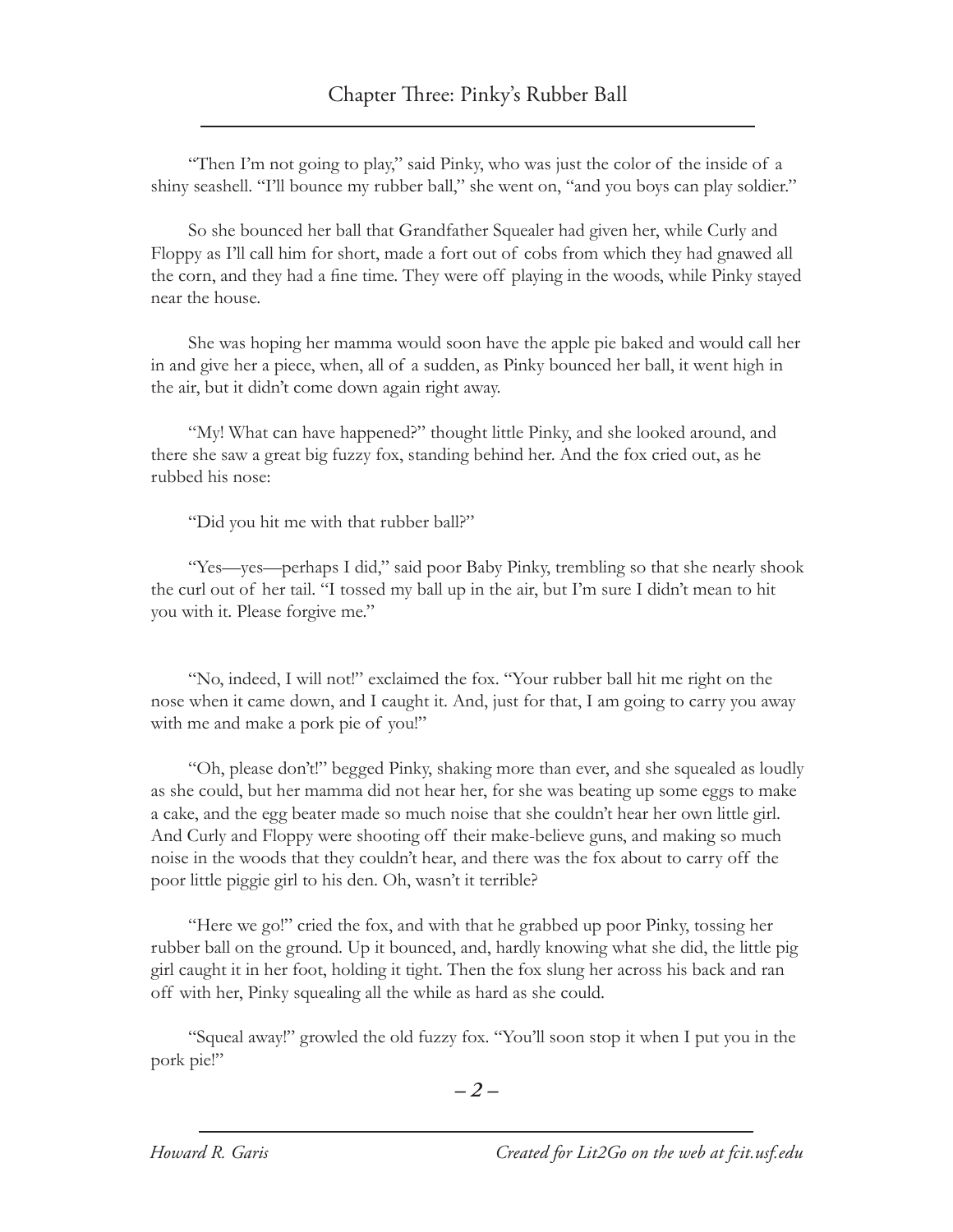## Chapter Three: Pinky's Rubber Ball

"Then I'm not going to play," said Pinky, who was just the color of the inside of a shiny seashell. "I'll bounce my rubber ball," she went on, "and you boys can play soldier."

So she bounced her ball that Grandfather Squealer had given her, while Curly and Floppy as I'll call him for short, made a fort out of cobs from which they had gnawed all the corn, and they had a fine time. They were off playing in the woods, while Pinky stayed near the house.

She was hoping her mamma would soon have the apple pie baked and would call her in and give her a piece, when, all of a sudden, as Pinky bounced her ball, it went high in the air, but it didn't come down again right away.

"My! What can have happened?" thought little Pinky, and she looked around, and there she saw a great big fuzzy fox, standing behind her. And the fox cried out, as he rubbed his nose:

"Did you hit me with that rubber ball?"

"Yes—yes—perhaps I did," said poor Baby Pinky, trembling so that she nearly shook the curl out of her tail. "I tossed my ball up in the air, but I'm sure I didn't mean to hit you with it. Please forgive me."

"No, indeed, I will not!" exclaimed the fox. "Your rubber ball hit me right on the nose when it came down, and I caught it. And, just for that, I am going to carry you away with me and make a pork pie of you!"

"Oh, please don't!" begged Pinky, shaking more than ever, and she squealed as loudly as she could, but her mamma did not hear her, for she was beating up some eggs to make a cake, and the egg beater made so much noise that she couldn't hear her own little girl. And Curly and Floppy were shooting off their make-believe guns, and making so much noise in the woods that they couldn't hear, and there was the fox about to carry off the poor little piggie girl to his den. Oh, wasn't it terrible?

"Here we go!" cried the fox, and with that he grabbed up poor Pinky, tossing her rubber ball on the ground. Up it bounced, and, hardly knowing what she did, the little pig girl caught it in her foot, holding it tight. Then the fox slung her across his back and ran off with her, Pinky squealing all the while as hard as she could.

"Squeal away!" growled the old fuzzy fox. "You'll soon stop it when I put you in the pork pie!"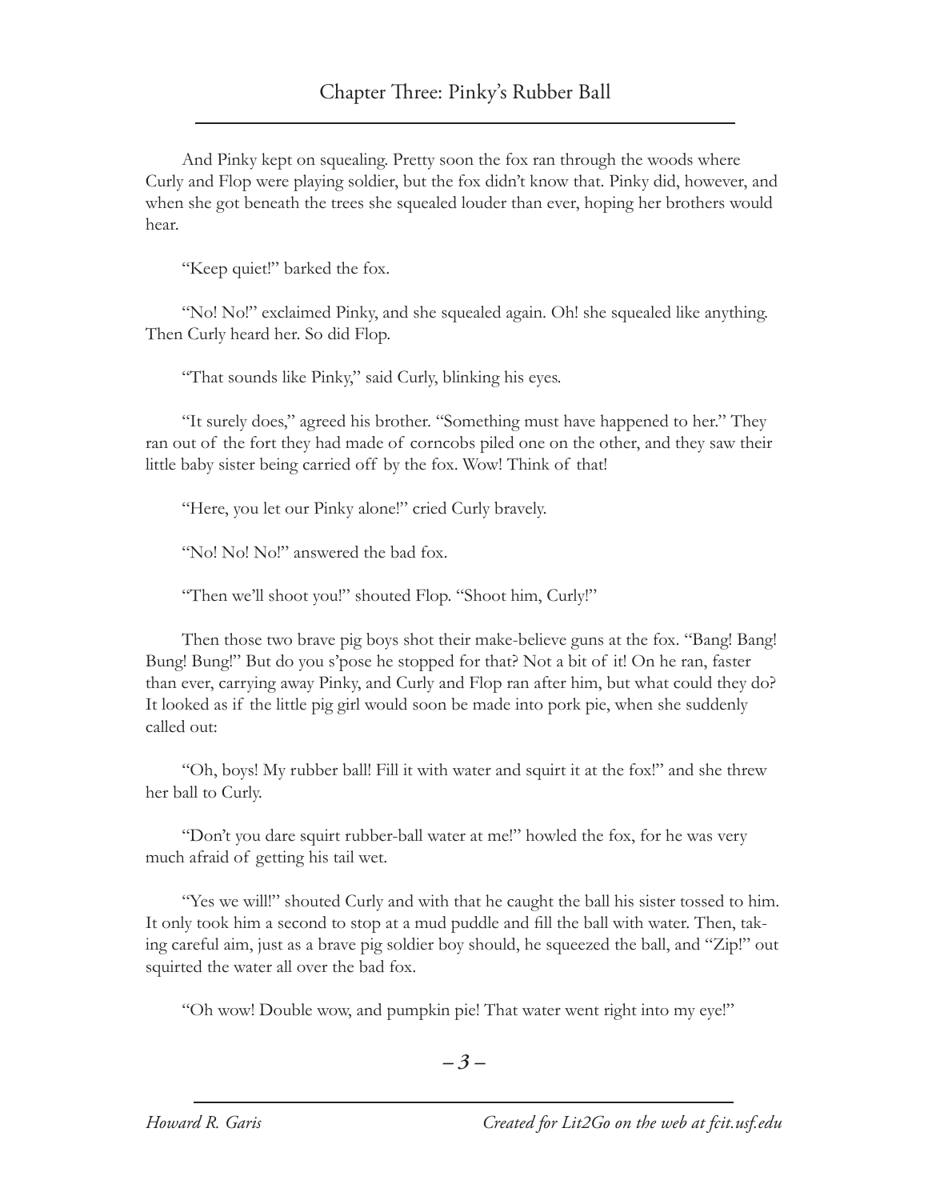## Chapter Three: Pinky's Rubber Ball

And Pinky kept on squealing. Pretty soon the fox ran through the woods where Curly and Flop were playing soldier, but the fox didn't know that. Pinky did, however, and when she got beneath the trees she squealed louder than ever, hoping her brothers would hear.

"Keep quiet!" barked the fox.

"No! No!" exclaimed Pinky, and she squealed again. Oh! she squealed like anything. Then Curly heard her. So did Flop.

"That sounds like Pinky," said Curly, blinking his eyes.

"It surely does," agreed his brother. "Something must have happened to her." They ran out of the fort they had made of corncobs piled one on the other, and they saw their little baby sister being carried off by the fox. Wow! Think of that!

"Here, you let our Pinky alone!" cried Curly bravely.

"No! No! No!" answered the bad fox.

"Then we'll shoot you!" shouted Flop. "Shoot him, Curly!"

Then those two brave pig boys shot their make-believe guns at the fox. "Bang! Bang! Bung! Bung!" But do you s'pose he stopped for that? Not a bit of it! On he ran, faster than ever, carrying away Pinky, and Curly and Flop ran after him, but what could they do? It looked as if the little pig girl would soon be made into pork pie, when she suddenly called out:

"Oh, boys! My rubber ball! Fill it with water and squirt it at the fox!" and she threw her ball to Curly.

"Don't you dare squirt rubber-ball water at me!" howled the fox, for he was very much afraid of getting his tail wet.

"Yes we will!" shouted Curly and with that he caught the ball his sister tossed to him. It only took him a second to stop at a mud puddle and fill the ball with water. Then, taking careful aim, just as a brave pig soldier boy should, he squeezed the ball, and "Zip!" out squirted the water all over the bad fox.

"Oh wow! Double wow, and pumpkin pie! That water went right into my eye!"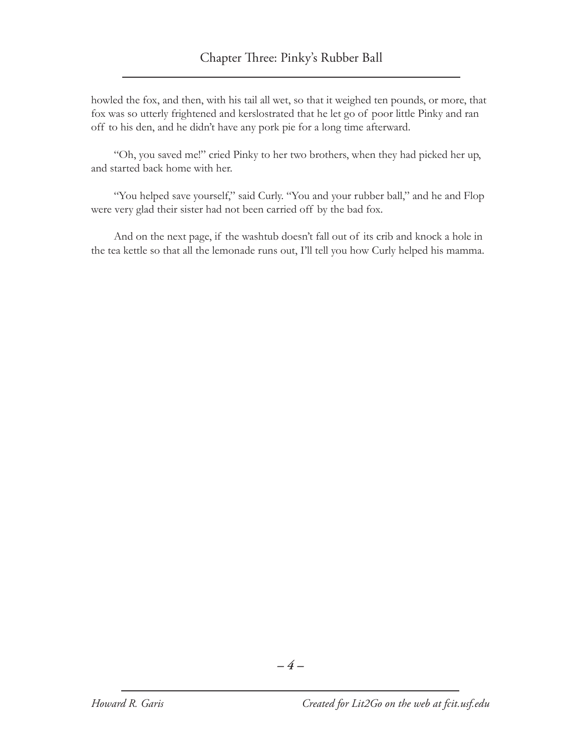howled the fox, and then, with his tail all wet, so that it weighed ten pounds, or more, that fox was so utterly frightened and kerslostrated that he let go of poor little Pinky and ran off to his den, and he didn't have any pork pie for a long time afterward.

"Oh, you saved me!" cried Pinky to her two brothers, when they had picked her up, and started back home with her.

"You helped save yourself," said Curly. "You and your rubber ball," and he and Flop were very glad their sister had not been carried off by the bad fox.

And on the next page, if the washtub doesn't fall out of its crib and knock a hole in the tea kettle so that all the lemonade runs out, I'll tell you how Curly helped his mamma.